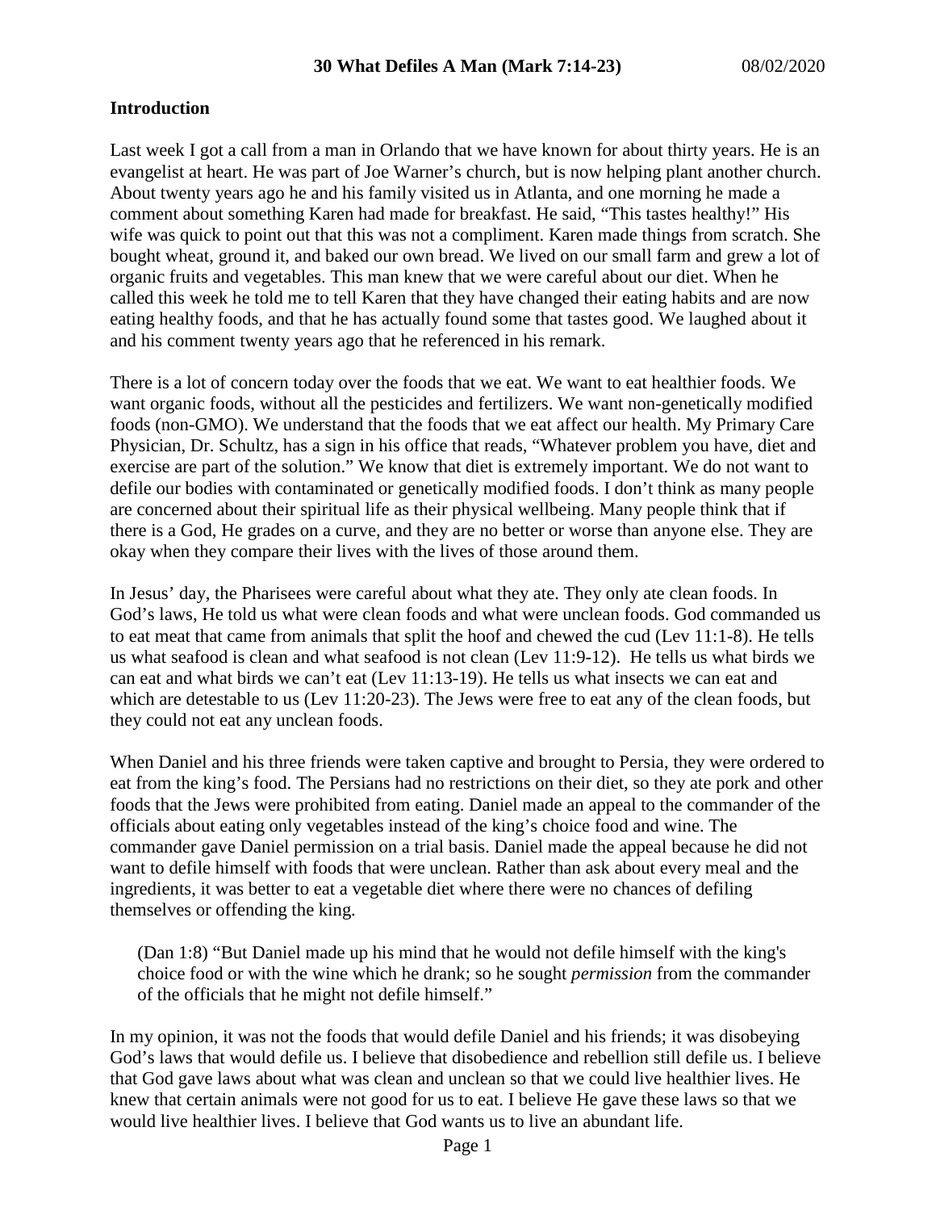**30 What Defiles A Man (Mark 7:14-23)** 08/02/2020

## Introduction

Last week I got a call from a man in Orlando that we have known for about thirty years. He is an evangelist at heart. He was part of Joe Warner's church, but is now helping plant another church. About twenty years ago he and his family visited us in Atlanta, and one morning he made a comment about something Karen had made for breakfast. He said, "This tastes healthy!" His wife was quick to point out that this was not a compliment. Karen made things from scratch. She bought wheat, ground it, and baked our own bread. We lived on our small farm and grew a lot of organic fruits and vegetables. This man knew that we were careful about our diet. When he called this week he told me to tell Karen that they have changed their eating habits and are now eating healthy foods, and that he has actually found some that tastes good. We laughed about it and his comment twenty years ago that he referenced in his remark.

There is a lot of concern today over the foods that we eat. We want to eat healthier foods. We want organic foods, without all the pesticides and fertilizers. We want non-genetically modified foods (non-GMO). We understand that the foods that we eat affect our health. My Primary Care Physician, Dr. Schultz, has a sign in his office that reads, "Whatever problem you have, diet and exercise are part of the solution." We know that diet is extremely important. We do not want to defile our bodies with contaminated or genetically modified foods. I don't think as many people are concerned about their spiritual life as their physical wellbeing. Many people think that if there is a God, He grades on a curve, and they are no better or worse than anyone else. They are okay when they compare their lives with the lives of those around them.

In Jesus' day, the Pharisees were careful about what they ate. They only ate clean foods. In God's laws, He told us what were clean foods and what were unclean foods. God commanded us to eat meat that came from animals that split the hoof and chewed the cud (Lev 11:1-8). He tells us what seafood is clean and what seafood is not clean (Lev 11:9-12). He tells us what birds we can eat and what birds we can't eat (Lev 11:13-19). He tells us what insects we can eat and which are detestable to us (Lev 11:20-23). The Jews were free to eat any of the clean foods, but they could not eat any unclean foods.

When Daniel and his three friends were taken captive and brought to Persia, they were ordered to eat from the king's food. The Persians had no restrictions on their diet, so they ate pork and other foods that the Jews were prohibited from eating. Daniel made an appeal to the commander of the officials about eating only vegetables instead of the king's choice food and wine. The commander gave Daniel permission on a trial basis. Daniel made the appeal because he did not want to defile himself with foods that were unclean. Rather than ask about every meal and the ingredients, it was better to eat a vegetable diet where there were no chances of defiling themselves or offending the king.

> (Dan 1:8) "But Daniel made up his mind that he would not defile himself with the king's choice food or with the wine which he drank; so he sought *permission* from the commander of the officials that he might not defile himself."

In my opinion, it was not the foods that would defile Daniel and his friends; it was disobeying God's laws that would defile us. I believe that disobedience and rebellion still defile us. I believe that God gave laws about what was clean and unclean so that we could live healthier lives. He knew that certain animals were not good for us to eat. I believe He gave these laws so that we would live healthier lives. I believe that God wants us to live an abundant life.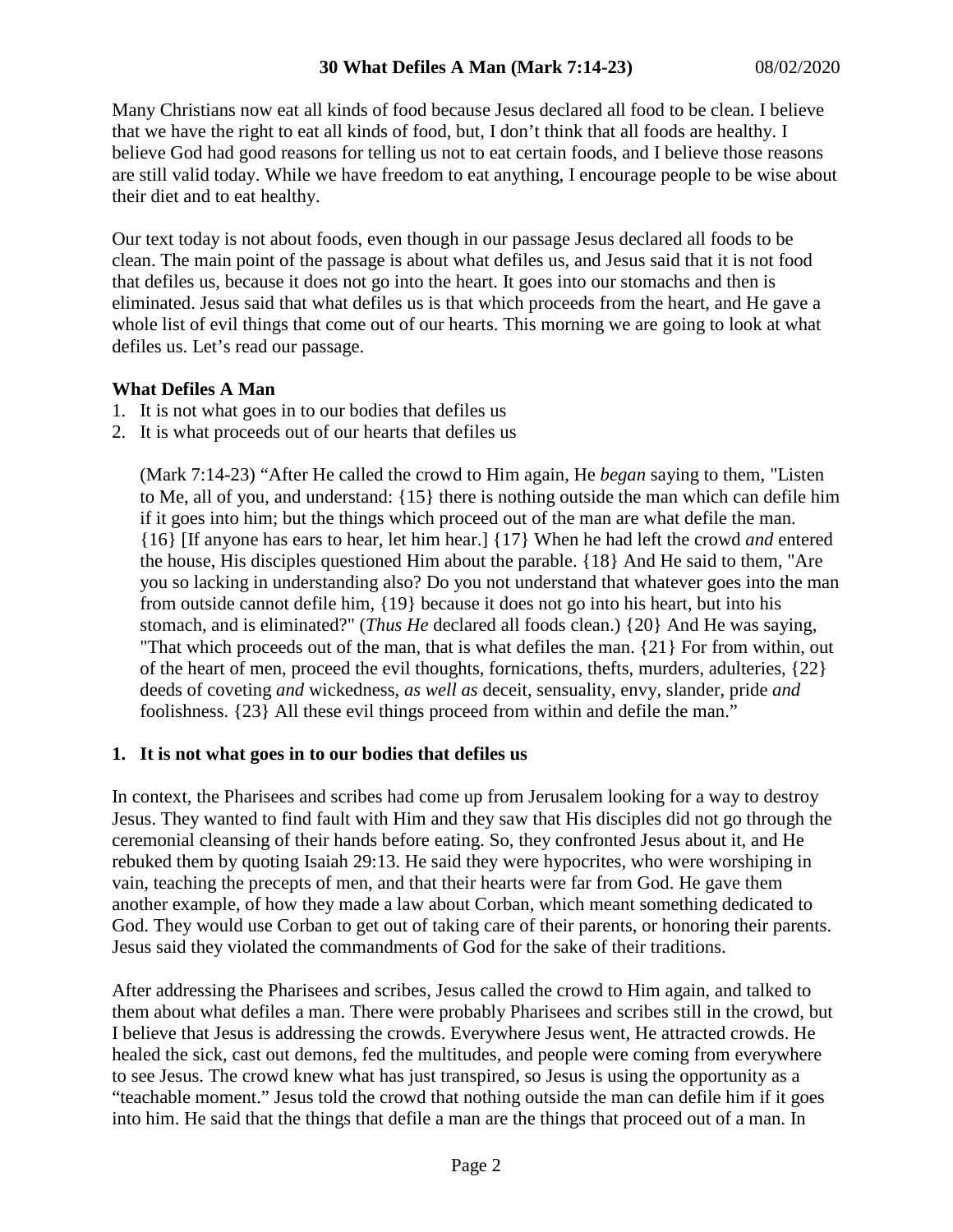Many Christians now eat all kinds of food because Jesus declared all food to be clean. I believe that we have the right to eat all kinds of food, but, I don't think that all foods are healthy. I believe God had good reasons for telling us not to eat certain foods, and I believe those reasons are still valid today. While we have freedom to eat anything, I encourage people to be wise about their diet and to eat healthy.

Our text today is not about foods, even though in our passage Jesus declared all foods to be clean. The main point of the passage is about what defiles us, and Jesus said that it is not food that defiles us, because it does not go into the heart. It goes into our stomachs and then is eliminated. Jesus said that what defiles us is that which proceeds from the heart, and He gave a whole list of evil things that come out of our hearts. This morning we are going to look at what defiles us. Let's read our passage.

**What Defiles A Man**

1. It is not what goes in to our bodies that defiles us
2. It is what proceeds out of our hearts that defiles us

> (Mark 7:14-23) "After He called the crowd to Him again, He *began* saying to them, "Listen to Me, all of you, and understand: {15} there is nothing outside the man which can defile him if it goes into him; but the things which proceed out of the man are what defile the man. {16} [If anyone has ears to hear, let him hear.] {17} When he had left the crowd *and* entered the house, His disciples questioned Him about the parable. {18} And He said to them, "Are you so lacking in understanding also? Do you not understand that whatever goes into the man from outside cannot defile him, {19} because it does not go into his heart, but into his stomach, and is eliminated?" (*Thus He* declared all foods clean.) {20} And He was saying, "That which proceeds out of the man, that is what defiles the man. {21} For from within, out of the heart of men, proceed the evil thoughts, fornications, thefts, murders, adulteries, {22} deeds of coveting *and* wickedness, *as well as* deceit, sensuality, envy, slander, pride *and* foolishness. {23} All these evil things proceed from within and defile the man."

## 1. It is not what goes in to our bodies that defiles us

In context, the Pharisees and scribes had come up from Jerusalem looking for a way to destroy Jesus. They wanted to find fault with Him and they saw that His disciples did not go through the ceremonial cleansing of their hands before eating. So, they confronted Jesus about it, and He rebuked them by quoting Isaiah 29:13. He said they were hypocrites, who were worshiping in vain, teaching the precepts of men, and that their hearts were far from God. He gave them another example, of how they made a law about Corban, which meant something dedicated to God. They would use Corban to get out of taking care of their parents, or honoring their parents. Jesus said they violated the commandments of God for the sake of their traditions.

After addressing the Pharisees and scribes, Jesus called the crowd to Him again, and talked to them about what defiles a man. There were probably Pharisees and scribes still in the crowd, but I believe that Jesus is addressing the crowds. Everywhere Jesus went, He attracted crowds. He healed the sick, cast out demons, fed the multitudes, and people were coming from everywhere to see Jesus. The crowd knew what has just transpired, so Jesus is using the opportunity as a "teachable moment." Jesus told the crowd that nothing outside the man can defile him if it goes into him. He said that the things that defile a man are the things that proceed out of a man. In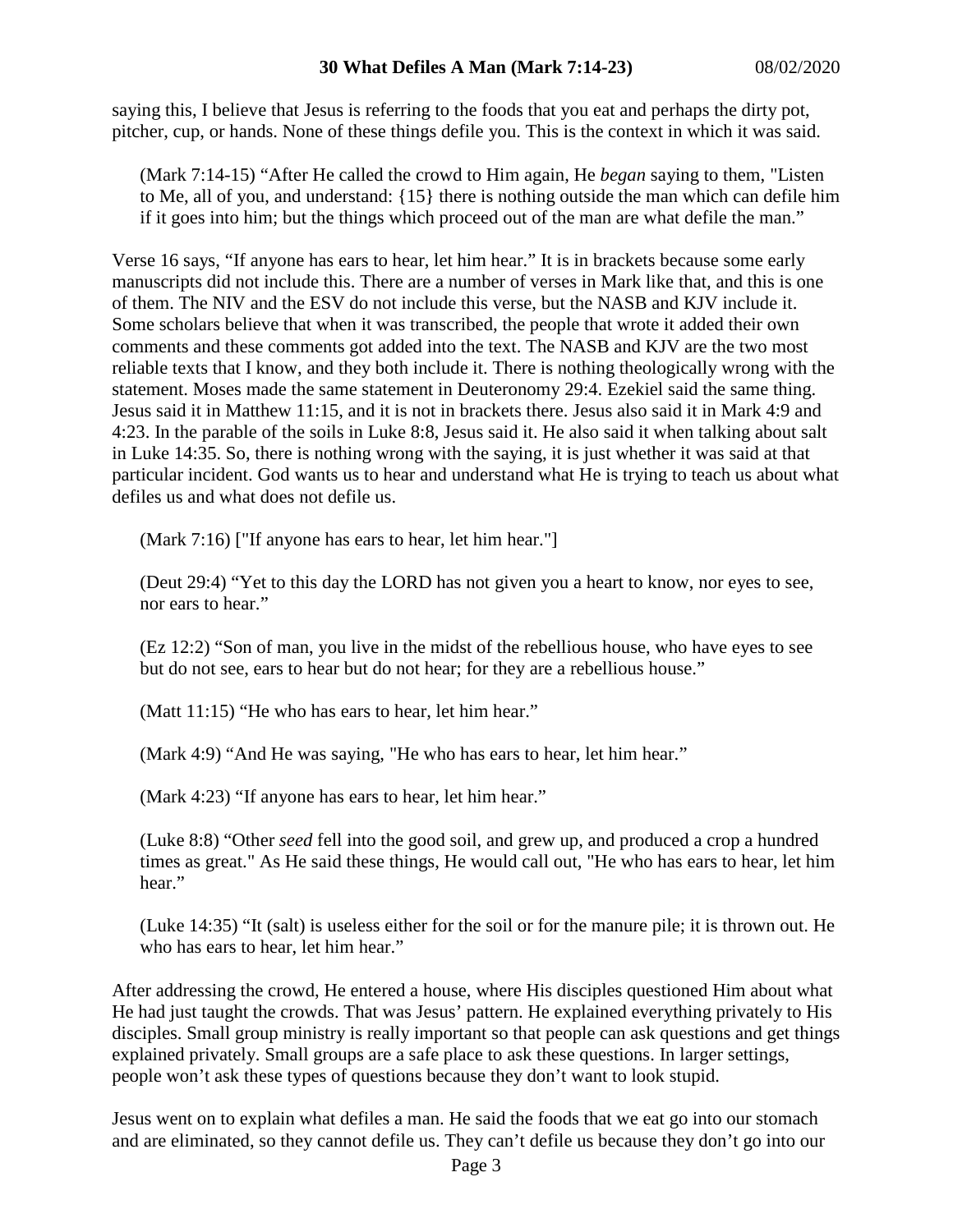saying this, I believe that Jesus is referring to the foods that you eat and perhaps the dirty pot, pitcher, cup, or hands. None of these things defile you. This is the context in which it was said.

> (Mark 7:14-15) "After He called the crowd to Him again, He *began* saying to them, "Listen to Me, all of you, and understand: {15} there is nothing outside the man which can defile him if it goes into him; but the things which proceed out of the man are what defile the man."

Verse 16 says, "If anyone has ears to hear, let him hear." It is in brackets because some early manuscripts did not include this. There are a number of verses in Mark like that, and this is one of them. The NIV and the ESV do not include this verse, but the NASB and KJV include it. Some scholars believe that when it was transcribed, the people that wrote it added their own comments and these comments got added into the text. The NASB and KJV are the two most reliable texts that I know, and they both include it. There is nothing theologically wrong with the statement. Moses made the same statement in Deuteronomy 29:4. Ezekiel said the same thing. Jesus said it in Matthew 11:15, and it is not in brackets there. Jesus also said it in Mark 4:9 and 4:23. In the parable of the soils in Luke 8:8, Jesus said it. He also said it when talking about salt in Luke 14:35. So, there is nothing wrong with the saying, it is just whether it was said at that particular incident. God wants us to hear and understand what He is trying to teach us about what defiles us and what does not defile us.

> (Mark 7:16) ["If anyone has ears to hear, let him hear."]

> (Deut 29:4) "Yet to this day the LORD has not given you a heart to know, nor eyes to see, nor ears to hear."

> (Ez 12:2) "Son of man, you live in the midst of the rebellious house, who have eyes to see but do not see, ears to hear but do not hear; for they are a rebellious house."

> (Matt 11:15) "He who has ears to hear, let him hear."

> (Mark 4:9) "And He was saying, "He who has ears to hear, let him hear."

> (Mark 4:23) "If anyone has ears to hear, let him hear."

> (Luke 8:8) "Other *seed* fell into the good soil, and grew up, and produced a crop a hundred times as great." As He said these things, He would call out, "He who has ears to hear, let him hear."

> (Luke 14:35) "It (salt) is useless either for the soil or for the manure pile; it is thrown out. He who has ears to hear, let him hear."

After addressing the crowd, He entered a house, where His disciples questioned Him about what He had just taught the crowds. That was Jesus' pattern. He explained everything privately to His disciples. Small group ministry is really important so that people can ask questions and get things explained privately. Small groups are a safe place to ask these questions. In larger settings, people won't ask these types of questions because they don't want to look stupid.

Jesus went on to explain what defiles a man. He said the foods that we eat go into our stomach and are eliminated, so they cannot defile us. They can't defile us because they don't go into our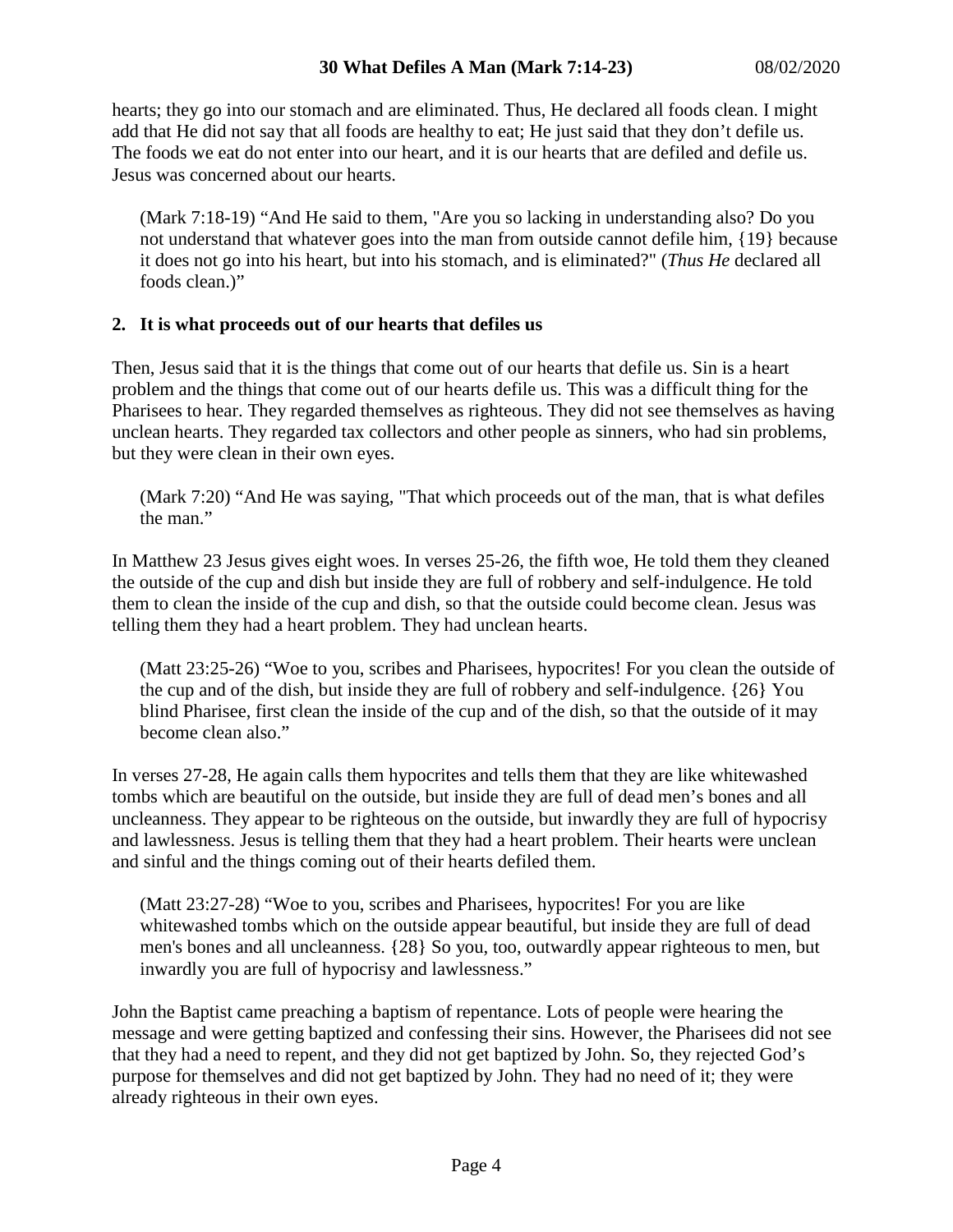hearts; they go into our stomach and are eliminated. Thus, He declared all foods clean. I might add that He did not say that all foods are healthy to eat; He just said that they don't defile us. The foods we eat do not enter into our heart, and it is our hearts that are defiled and defile us. Jesus was concerned about our hearts.

> (Mark 7:18-19) "And He said to them, "Are you so lacking in understanding also? Do you not understand that whatever goes into the man from outside cannot defile him, {19} because it does not go into his heart, but into his stomach, and is eliminated?" (*Thus He* declared all foods clean.)"

**2. It is what proceeds out of our hearts that defiles us**

Then, Jesus said that it is the things that come out of our hearts that defile us. Sin is a heart problem and the things that come out of our hearts defile us. This was a difficult thing for the Pharisees to hear. They regarded themselves as righteous. They did not see themselves as having unclean hearts. They regarded tax collectors and other people as sinners, who had sin problems, but they were clean in their own eyes.

> (Mark 7:20) "And He was saying, "That which proceeds out of the man, that is what defiles the man."

In Matthew 23 Jesus gives eight woes. In verses 25-26, the fifth woe, He told them they cleaned the outside of the cup and dish but inside they are full of robbery and self-indulgence. He told them to clean the inside of the cup and dish, so that the outside could become clean. Jesus was telling them they had a heart problem. They had unclean hearts.

> (Matt 23:25-26) "Woe to you, scribes and Pharisees, hypocrites! For you clean the outside of the cup and of the dish, but inside they are full of robbery and self-indulgence. {26} You blind Pharisee, first clean the inside of the cup and of the dish, so that the outside of it may become clean also."

In verses 27-28, He again calls them hypocrites and tells them that they are like whitewashed tombs which are beautiful on the outside, but inside they are full of dead men's bones and all uncleanness. They appear to be righteous on the outside, but inwardly they are full of hypocrisy and lawlessness. Jesus is telling them that they had a heart problem. Their hearts were unclean and sinful and the things coming out of their hearts defiled them.

> (Matt 23:27-28) "Woe to you, scribes and Pharisees, hypocrites! For you are like whitewashed tombs which on the outside appear beautiful, but inside they are full of dead men's bones and all uncleanness. {28} So you, too, outwardly appear righteous to men, but inwardly you are full of hypocrisy and lawlessness."

John the Baptist came preaching a baptism of repentance. Lots of people were hearing the message and were getting baptized and confessing their sins. However, the Pharisees did not see that they had a need to repent, and they did not get baptized by John. So, they rejected God's purpose for themselves and did not get baptized by John. They had no need of it; they were already righteous in their own eyes.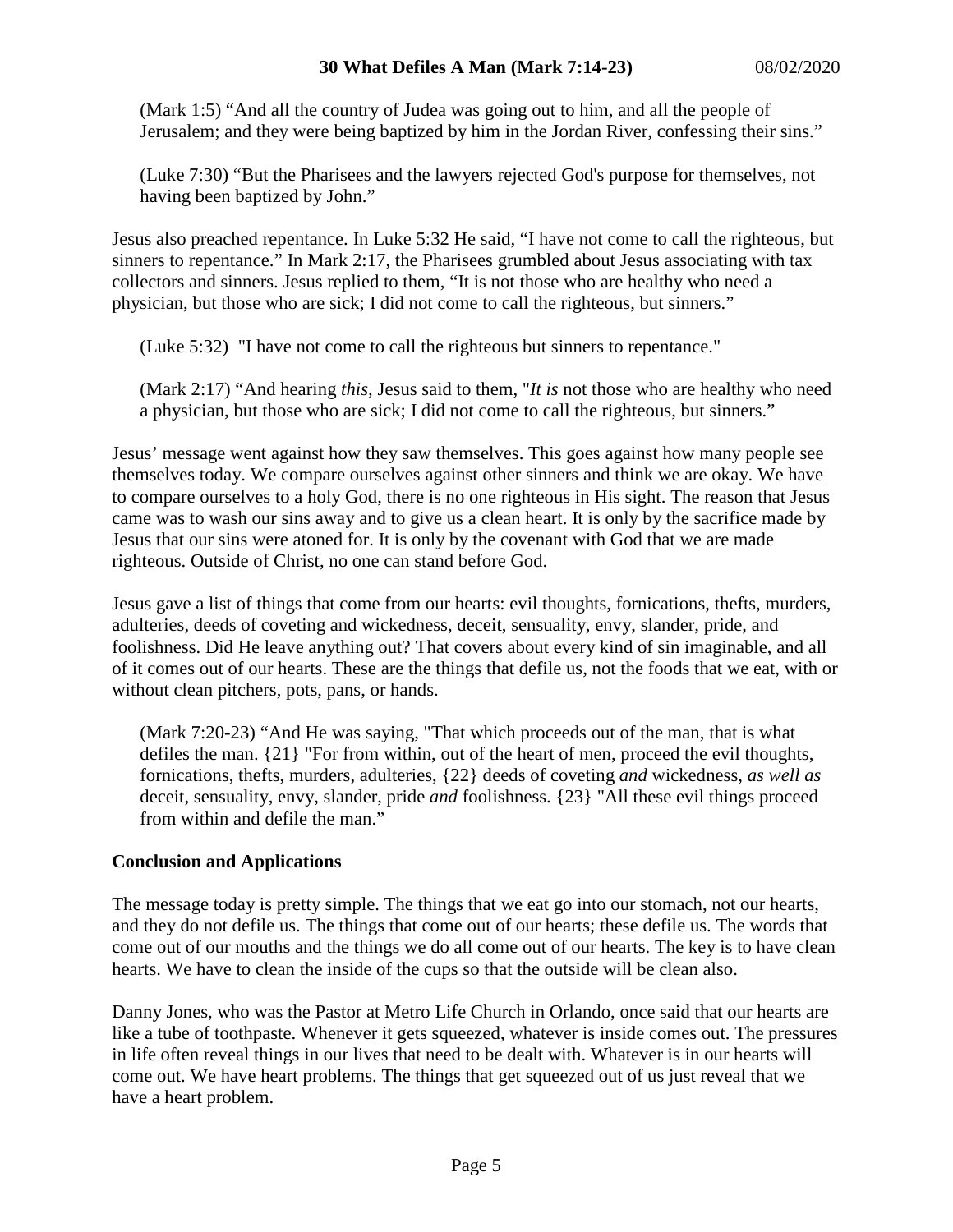(Mark 1:5) “And all the country of Judea was going out to him, and all the people of Jerusalem; and they were being baptized by him in the Jordan River, confessing their sins.”

(Luke 7:30) “But the Pharisees and the lawyers rejected God's purpose for themselves, not having been baptized by John.”

Jesus also preached repentance. In Luke 5:32 He said, “I have not come to call the righteous, but sinners to repentance.” In Mark 2:17, the Pharisees grumbled about Jesus associating with tax collectors and sinners. Jesus replied to them, “It is not those who are healthy who need a physician, but those who are sick; I did not come to call the righteous, but sinners.”

(Luke 5:32) "I have not come to call the righteous but sinners to repentance."

(Mark 2:17) “And hearing *this,* Jesus said to them, "*It is* not those who are healthy who need a physician, but those who are sick; I did not come to call the righteous, but sinners.”

Jesus’ message went against how they saw themselves. This goes against how many people see themselves today. We compare ourselves against other sinners and think we are okay. We have to compare ourselves to a holy God, there is no one righteous in His sight. The reason that Jesus came was to wash our sins away and to give us a clean heart. It is only by the sacrifice made by Jesus that our sins were atoned for. It is only by the covenant with God that we are made righteous. Outside of Christ, no one can stand before God.

Jesus gave a list of things that come from our hearts: evil thoughts, fornications, thefts, murders, adulteries, deeds of coveting and wickedness, deceit, sensuality, envy, slander, pride, and foolishness. Did He leave anything out? That covers about every kind of sin imaginable, and all of it comes out of our hearts. These are the things that defile us, not the foods that we eat, with or without clean pitchers, pots, pans, or hands.

(Mark 7:20-23) “And He was saying, "That which proceeds out of the man, that is what defiles the man. {21} "For from within, out of the heart of men, proceed the evil thoughts, fornications, thefts, murders, adulteries, {22} deeds of coveting *and* wickedness, *as well as* deceit, sensuality, envy, slander, pride *and* foolishness. {23} "All these evil things proceed from within and defile the man.”

**Conclusion and Applications**

The message today is pretty simple. The things that we eat go into our stomach, not our hearts, and they do not defile us. The things that come out of our hearts; these defile us. The words that come out of our mouths and the things we do all come out of our hearts. The key is to have clean hearts. We have to clean the inside of the cups so that the outside will be clean also.

Danny Jones, who was the Pastor at Metro Life Church in Orlando, once said that our hearts are like a tube of toothpaste. Whenever it gets squeezed, whatever is inside comes out. The pressures in life often reveal things in our lives that need to be dealt with. Whatever is in our hearts will come out. We have heart problems. The things that get squeezed out of us just reveal that we have a heart problem.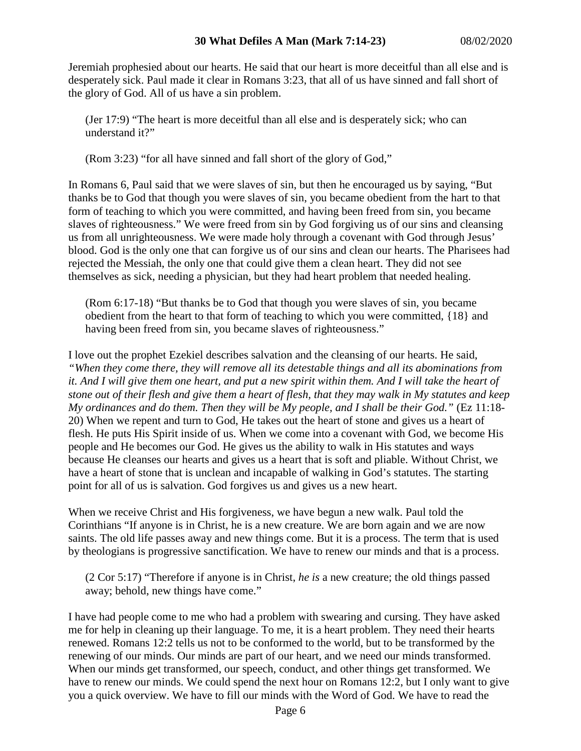Jeremiah prophesied about our hearts. He said that our heart is more deceitful than all else and is desperately sick. Paul made it clear in Romans 3:23, that all of us have sinned and fall short of the glory of God. All of us have a sin problem.

> (Jer 17:9) "The heart is more deceitful than all else and is desperately sick; who can understand it?"

> (Rom 3:23) "for all have sinned and fall short of the glory of God,"

In Romans 6, Paul said that we were slaves of sin, but then he encouraged us by saying, "But thanks be to God that though you were slaves of sin, you became obedient from the hart to that form of teaching to which you were committed, and having been freed from sin, you became slaves of righteousness." We were freed from sin by God forgiving us of our sins and cleansing us from all unrighteousness. We were made holy through a covenant with God through Jesus' blood. God is the only one that can forgive us of our sins and clean our hearts. The Pharisees had rejected the Messiah, the only one that could give them a clean heart. They did not see themselves as sick, needing a physician, but they had heart problem that needed healing.

> (Rom 6:17-18) "But thanks be to God that though you were slaves of sin, you became obedient from the heart to that form of teaching to which you were committed, {18} and having been freed from sin, you became slaves of righteousness."

I love out the prophet Ezekiel describes salvation and the cleansing of our hearts. He said, *"When they come there, they will remove all its detestable things and all its abominations from it. And I will give them one heart, and put a new spirit within them. And I will take the heart of stone out of their flesh and give them a heart of flesh, that they may walk in My statutes and keep My ordinances and do them. Then they will be My people, and I shall be their God."* (Ez 11:18-20) When we repent and turn to God, He takes out the heart of stone and gives us a heart of flesh. He puts His Spirit inside of us. When we come into a covenant with God, we become His people and He becomes our God. He gives us the ability to walk in His statutes and ways because He cleanses our hearts and gives us a heart that is soft and pliable. Without Christ, we have a heart of stone that is unclean and incapable of walking in God's statutes. The starting point for all of us is salvation. God forgives us and gives us a new heart.

When we receive Christ and His forgiveness, we have begun a new walk. Paul told the Corinthians "If anyone is in Christ, he is a new creature. We are born again and we are now saints. The old life passes away and new things come. But it is a process. The term that is used by theologians is progressive sanctification. We have to renew our minds and that is a process.

> (2 Cor 5:17) "Therefore if anyone is in Christ, *he is* a new creature; the old things passed away; behold, new things have come."

I have had people come to me who had a problem with swearing and cursing. They have asked me for help in cleaning up their language. To me, it is a heart problem. They need their hearts renewed. Romans 12:2 tells us not to be conformed to the world, but to be transformed by the renewing of our minds. Our minds are part of our heart, and we need our minds transformed. When our minds get transformed, our speech, conduct, and other things get transformed. We have to renew our minds. We could spend the next hour on Romans 12:2, but I only want to give you a quick overview. We have to fill our minds with the Word of God. We have to read the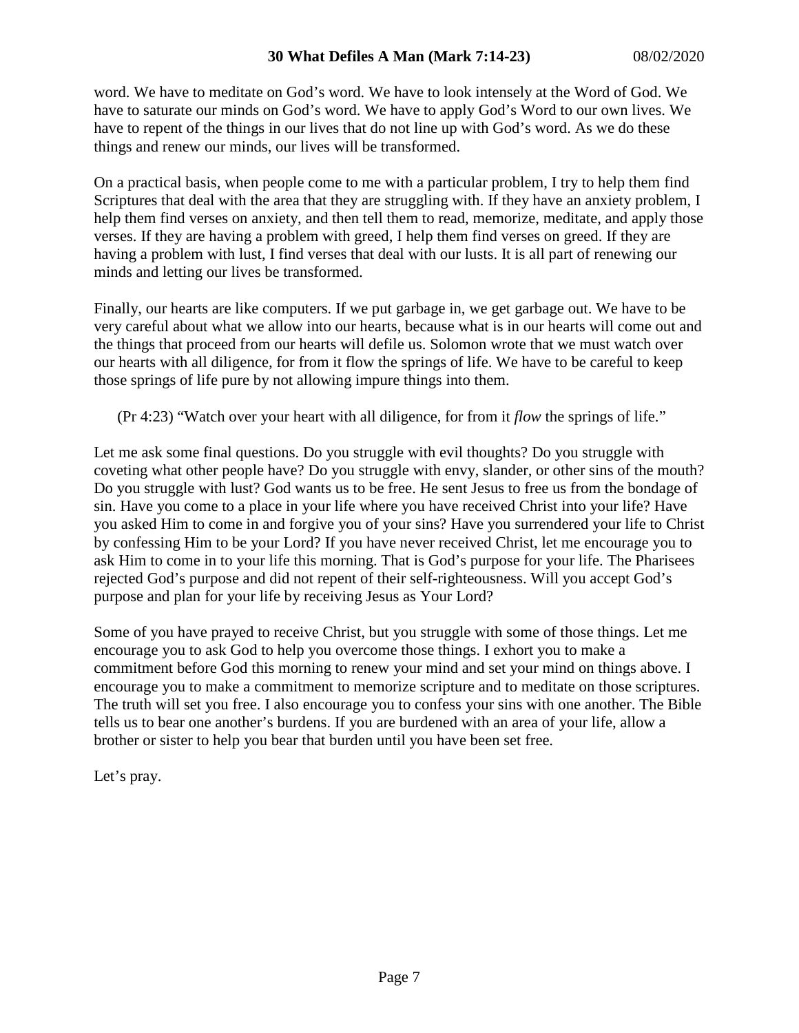word. We have to meditate on God's word. We have to look intensely at the Word of God. We have to saturate our minds on God's word. We have to apply God's Word to our own lives. We have to repent of the things in our lives that do not line up with God's word. As we do these things and renew our minds, our lives will be transformed.

On a practical basis, when people come to me with a particular problem, I try to help them find Scriptures that deal with the area that they are struggling with. If they have an anxiety problem, I help them find verses on anxiety, and then tell them to read, memorize, meditate, and apply those verses. If they are having a problem with greed, I help them find verses on greed. If they are having a problem with lust, I find verses that deal with our lusts. It is all part of renewing our minds and letting our lives be transformed.

Finally, our hearts are like computers. If we put garbage in, we get garbage out. We have to be very careful about what we allow into our hearts, because what is in our hearts will come out and the things that proceed from our hearts will defile us. Solomon wrote that we must watch over our hearts with all diligence, for from it flow the springs of life. We have to be careful to keep those springs of life pure by not allowing impure things into them.

> (Pr 4:23) "Watch over your heart with all diligence, for from it *flow* the springs of life."

Let me ask some final questions. Do you struggle with evil thoughts? Do you struggle with coveting what other people have? Do you struggle with envy, slander, or other sins of the mouth? Do you struggle with lust? God wants us to be free. He sent Jesus to free us from the bondage of sin. Have you come to a place in your life where you have received Christ into your life? Have you asked Him to come in and forgive you of your sins? Have you surrendered your life to Christ by confessing Him to be your Lord? If you have never received Christ, let me encourage you to ask Him to come in to your life this morning. That is God's purpose for your life. The Pharisees rejected God's purpose and did not repent of their self-righteousness. Will you accept God's purpose and plan for your life by receiving Jesus as Your Lord?

Some of you have prayed to receive Christ, but you struggle with some of those things. Let me encourage you to ask God to help you overcome those things. I exhort you to make a commitment before God this morning to renew your mind and set your mind on things above. I encourage you to make a commitment to memorize scripture and to meditate on those scriptures. The truth will set you free. I also encourage you to confess your sins with one another. The Bible tells us to bear one another's burdens. If you are burdened with an area of your life, allow a brother or sister to help you bear that burden until you have been set free.

Let's pray.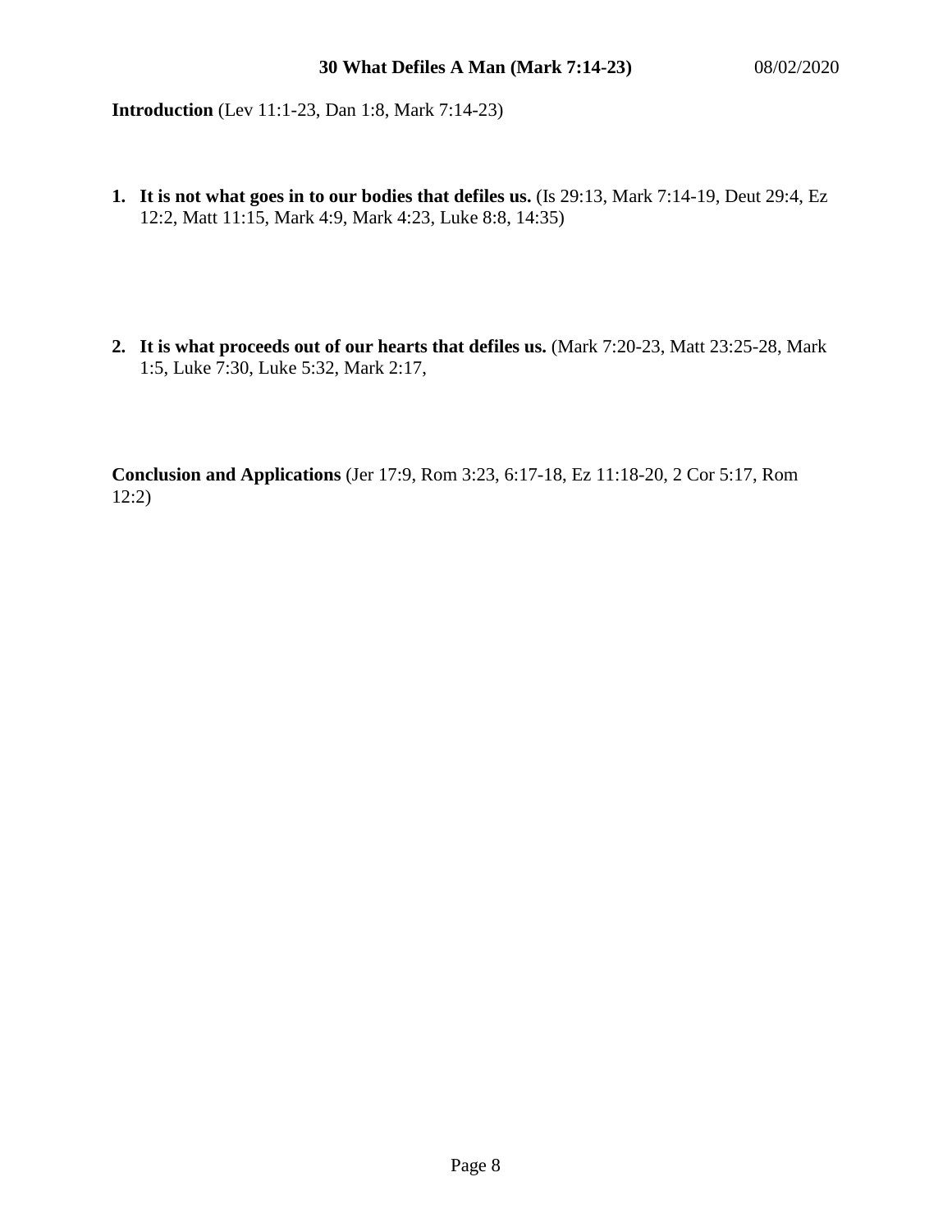**30 What Defiles A Man (Mark 7:14-23)** 08/02/2020

**Introduction** (Lev 11:1-23, Dan 1:8, Mark 7:14-23)

1. **It is not what goes in to our bodies that defiles us.** (Is 29:13, Mark 7:14-19, Deut 29:4, Ez 12:2, Matt 11:15, Mark 4:9, Mark 4:23, Luke 8:8, 14:35)

2. **It is what proceeds out of our hearts that defiles us.** (Mark 7:20-23, Matt 23:25-28, Mark 1:5, Luke 7:30, Luke 5:32, Mark 2:17,

**Conclusion and Applications** (Jer 17:9, Rom 3:23, 6:17-18, Ez 11:18-20, 2 Cor 5:17, Rom 12:2)